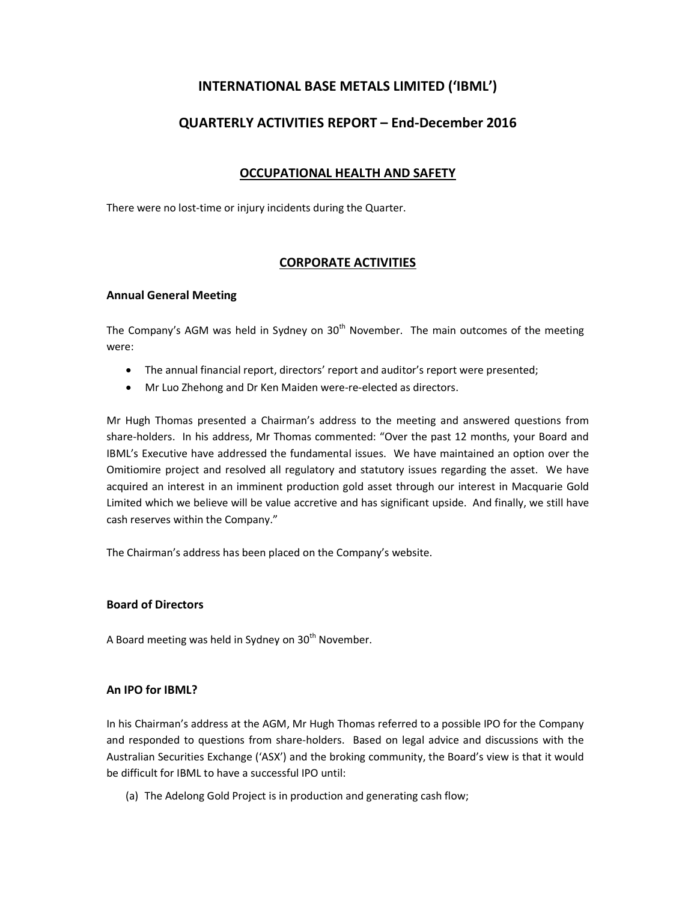# INTERNATIONAL BASE METALS LIMITED ('IBML')

# QUARTERLY ACTIVITIES REPORT – End-December 2016

## OCCUPATIONAL HEALTH AND SAFETY

There were no lost-time or injury incidents during the Quarter.

## CORPORATE ACTIVITIES

### Annual General Meeting

The Company's AGM was held in Sydney on 30th November. The main outcomes of the meeting were:

- The annual financial report, directors' report and auditor's report were presented;
- Mr Luo Zhehong and Dr Ken Maiden were-re-elected as directors.

Mr Hugh Thomas presented a Chairman's address to the meeting and answered questions from share-holders. In his address, Mr Thomas commented: "Over the past 12 months, your Board and IBML's Executive have addressed the fundamental issues. We have maintained an option over the Omitiomire project and resolved all regulatory and statutory issues regarding the asset. We have acquired an interest in an imminent production gold asset through our interest in Macquarie Gold Limited which we believe will be value accretive and has significant upside. And finally, we still have cash reserves within the Company."

The Chairman's address has been placed on the Company's website.

### Board of Directors

A Board meeting was held in Sydney on 30th November.

### An IPO for IBML?

In his Chairman's address at the AGM, Mr Hugh Thomas referred to a possible IPO for the Company and responded to questions from share-holders. Based on legal advice and discussions with the Australian Securities Exchange ('ASX') and the broking community, the Board's view is that it would be difficult for IBML to have a successful IPO until:

(a) The Adelong Gold Project is in production and generating cash flow;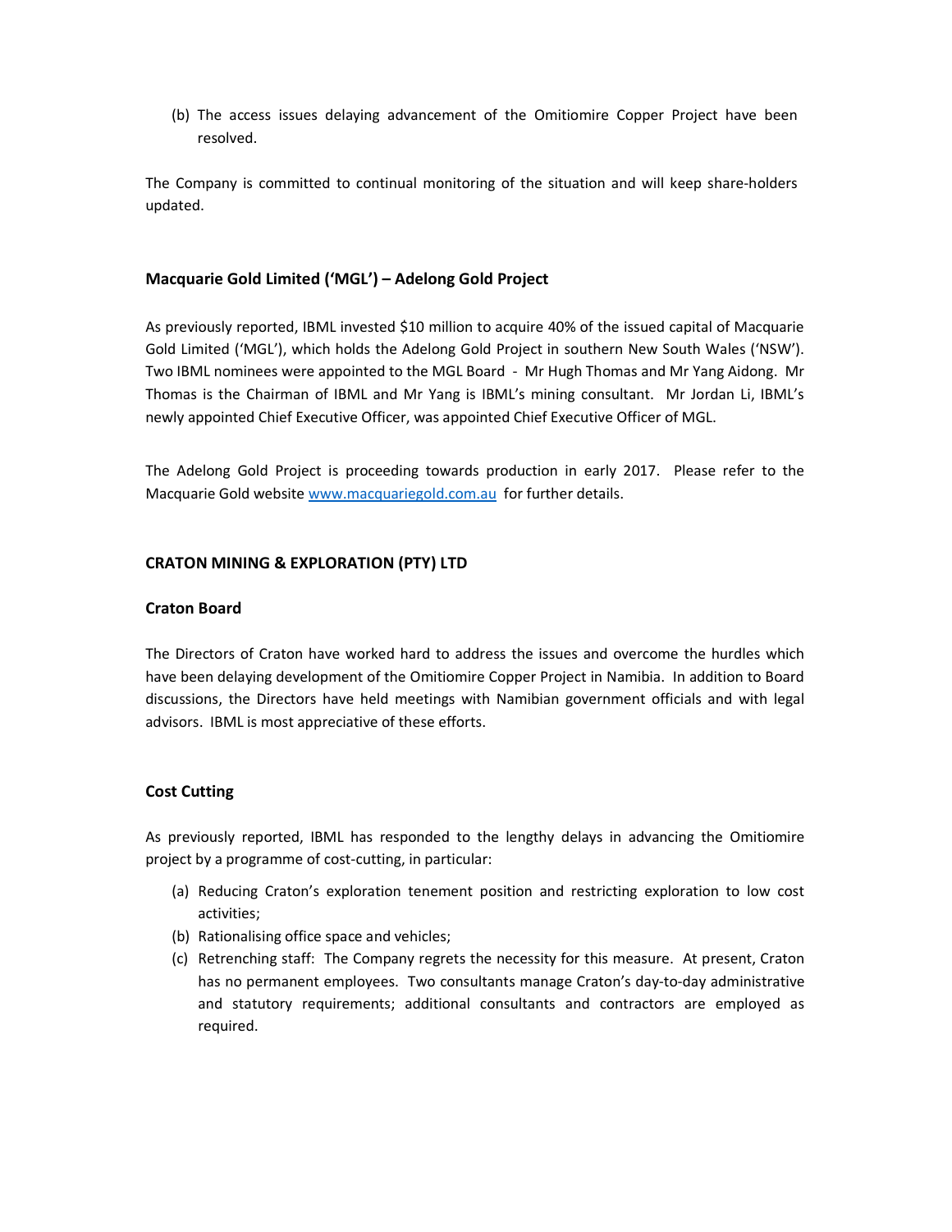(b) The access issues delaying advancement of the Omitiomire Copper Project have been resolved.

The Company is committed to continual monitoring of the situation and will keep share-holders updated.

**Macquarie Gold Limited ('MGL') – Adelong Gold Project**

As previously reported, IBML invested $10 million to acquire 40% of the issued capital of Macquarie Gold Limited ('MGL'), which holds the Adelong Gold Project in southern New South Wales ('NSW'). Two IBML nominees were appointed to the MGL Board - Mr Hugh Thomas and Mr Yang Aidong. Mr Thomas is the Chairman of IBML and Mr Yang is IBML's mining consultant. Mr Jordan Li, IBML's newly appointed Chief Executive Officer, was appointed Chief Executive Officer of MGL.

The Adelong Gold Project is proceeding towards production in early 2017. Please refer to the Macquarie Gold website [www.macquariegold.com.au](http://www.macquariegold.com.au) for further details.

**CRATON MINING & EXPLORATION (PTY) LTD**

**Craton Board**

The Directors of Craton have worked hard to address the issues and overcome the hurdles which have been delaying development of the Omitiomire Copper Project in Namibia. In addition to Board discussions, the Directors have held meetings with Namibian government officials and with legal advisors. IBML is most appreciative of these efforts.

**Cost Cutting**

As previously reported, IBML has responded to the lengthy delays in advancing the Omitiomire project by a programme of cost-cutting, in particular:

(a) Reducing Craton's exploration tenement position and restricting exploration to low cost activities;
(b) Rationalising office space and vehicles;
(c) Retrenching staff: The Company regrets the necessity for this measure. At present, Craton has no permanent employees. Two consultants manage Craton's day-to-day administrative and statutory requirements; additional consultants and contractors are employed as required.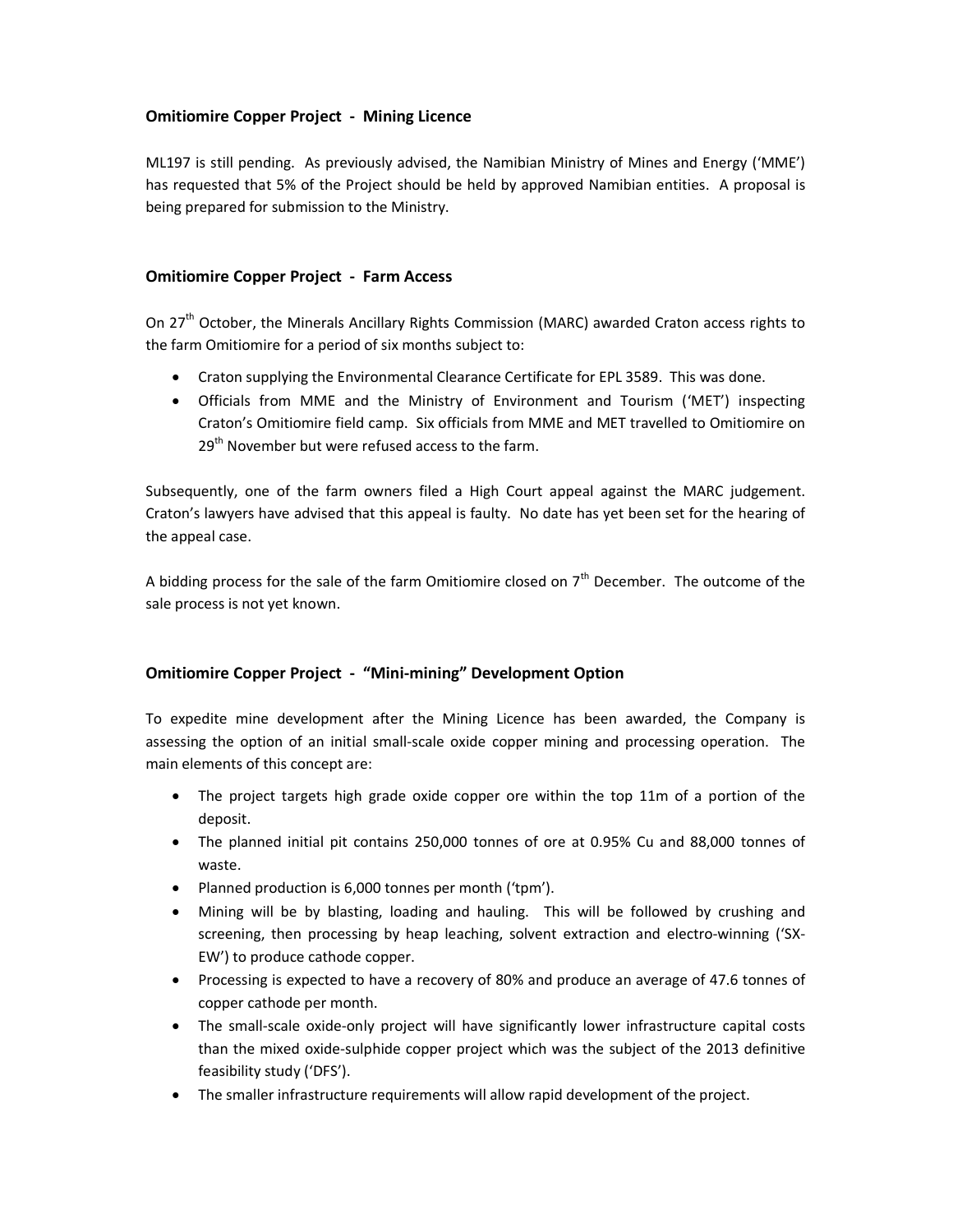**Omitiomire Copper Project - Mining Licence**

ML197 is still pending. As previously advised, the Namibian Ministry of Mines and Energy ('MME') has requested that 5% of the Project should be held by approved Namibian entities. A proposal is being prepared for submission to the Ministry.

**Omitiomire Copper Project - Farm Access**

On 27th October, the Minerals Ancillary Rights Commission (MARC) awarded Craton access rights to the farm Omitiomire for a period of six months subject to:

- Craton supplying the Environmental Clearance Certificate for EPL 3589. This was done.
- Officials from MME and the Ministry of Environment and Tourism ('MET') inspecting Craton's Omitiomire field camp. Six officials from MME and MET travelled to Omitiomire on 29th November but were refused access to the farm.

Subsequently, one of the farm owners filed a High Court appeal against the MARC judgement. Craton's lawyers have advised that this appeal is faulty. No date has yet been set for the hearing of the appeal case.

A bidding process for the sale of the farm Omitiomire closed on 7th December. The outcome of the sale process is not yet known.

**Omitiomire Copper Project - "Mini-mining" Development Option**

To expedite mine development after the Mining Licence has been awarded, the Company is assessing the option of an initial small-scale oxide copper mining and processing operation. The main elements of this concept are:

- The project targets high grade oxide copper ore within the top 11m of a portion of the deposit.
- The planned initial pit contains 250,000 tonnes of ore at 0.95% Cu and 88,000 tonnes of waste.
- Planned production is 6,000 tonnes per month ('tpm').
- Mining will be by blasting, loading and hauling. This will be followed by crushing and screening, then processing by heap leaching, solvent extraction and electro-winning ('SX-EW') to produce cathode copper.
- Processing is expected to have a recovery of 80% and produce an average of 47.6 tonnes of copper cathode per month.
- The small-scale oxide-only project will have significantly lower infrastructure capital costs than the mixed oxide-sulphide copper project which was the subject of the 2013 definitive feasibility study ('DFS').
- The smaller infrastructure requirements will allow rapid development of the project.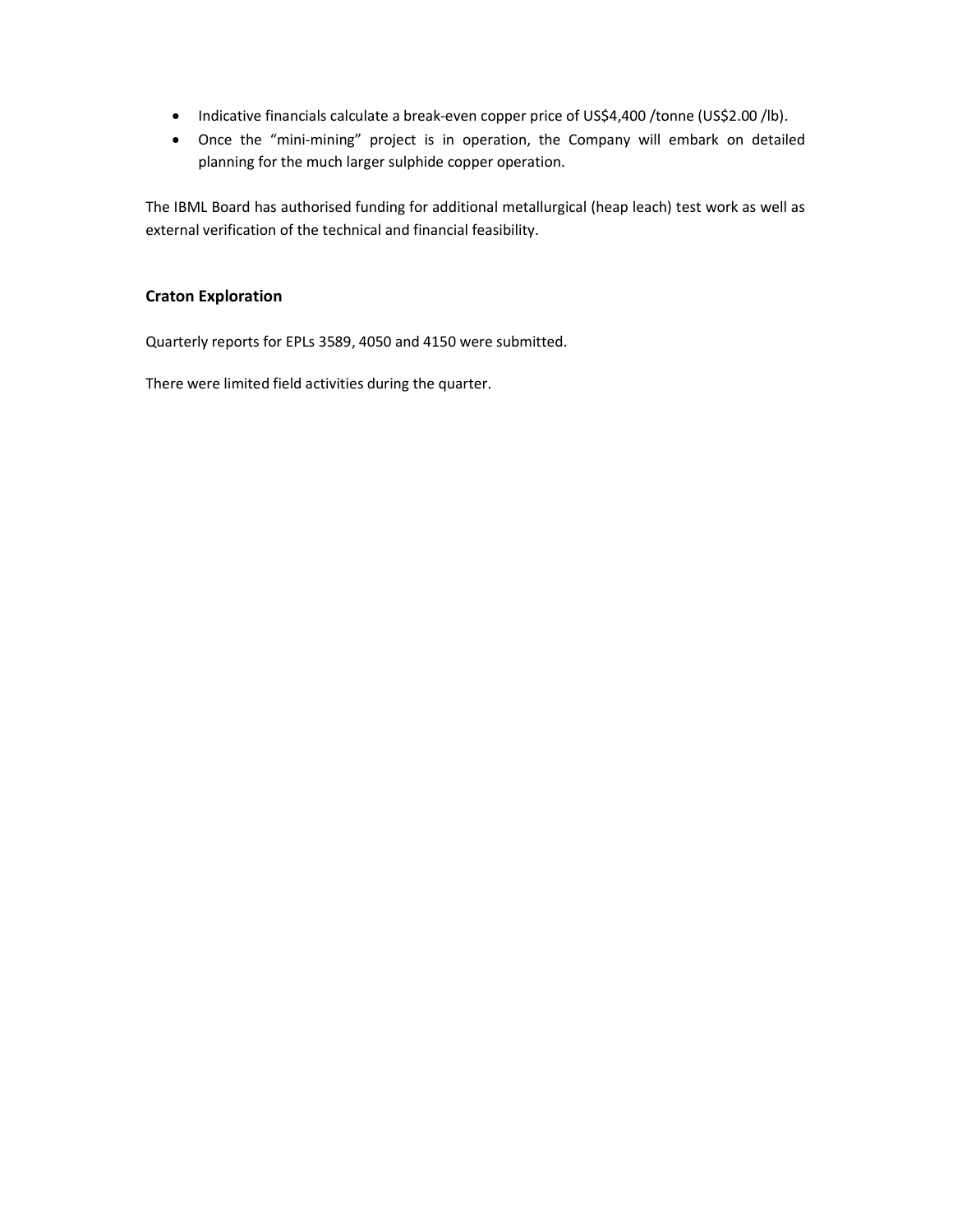- Indicative financials calculate a break-even copper price of US$4,400 /tonne (US$2.00 /lb).
- Once the "mini-mining" project is in operation, the Company will embark on detailed planning for the much larger sulphide copper operation.

The IBML Board has authorised funding for additional metallurgical (heap leach) test work as well as external verification of the technical and financial feasibility.

**Craton Exploration**

Quarterly reports for EPLs 3589, 4050 and 4150 were submitted.

There were limited field activities during the quarter.